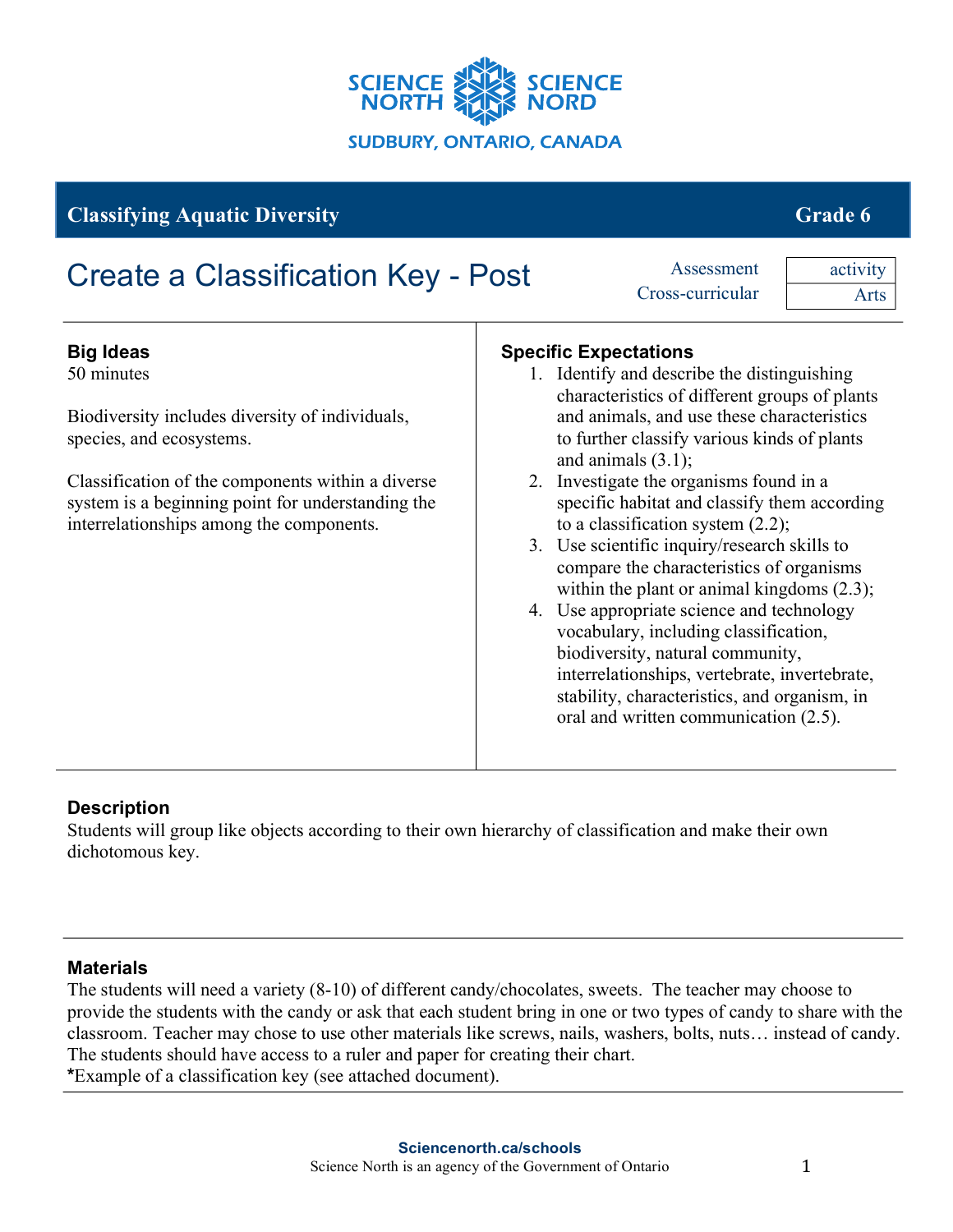SCIENCE NORTH SCIENCE NORD

SUDBURY, ONTARIO, CANADA

**Classifying Aquatic Diversity** **Grade 6**

# Create a Classification Key - Post

| | |
|---|---|
| Assessment | activity |
| Cross-curricular | Arts |

## Big Ideas

50 minutes

Biodiversity includes diversity of individuals, species, and ecosystems.

Classification of the components within a diverse system is a beginning point for understanding the interrelationships among the components.

## Specific Expectations

1. Identify and describe the distinguishing characteristics of different groups of plants and animals, and use these characteristics to further classify various kinds of plants and animals (3.1);
2. Investigate the organisms found in a specific habitat and classify them according to a classification system (2.2);
3. Use scientific inquiry/research skills to compare the characteristics of organisms within the plant or animal kingdoms (2.3);
4. Use appropriate science and technology vocabulary, including classification, biodiversity, natural community, interrelationships, vertebrate, invertebrate, stability, characteristics, and organism, in oral and written communication (2.5).

## Description

Students will group like objects according to their own hierarchy of classification and make their own dichotomous key.

## Materials

The students will need a variety (8-10) of different candy/chocolates, sweets. The teacher may choose to provide the students with the candy or ask that each student bring in one or two types of candy to share with the classroom. Teacher may chose to use other materials like screws, nails, washers, bolts, nuts… instead of candy. The students should have access to a ruler and paper for creating their chart.

***Example of a classification key (see attached document).**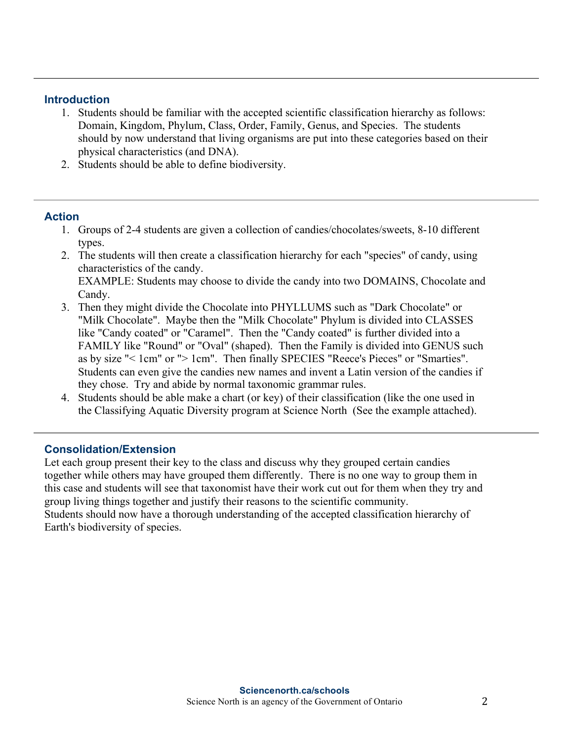## Introduction

1. Students should be familiar with the accepted scientific classification hierarchy as follows: Domain, Kingdom, Phylum, Class, Order, Family, Genus, and Species. The students should by now understand that living organisms are put into these categories based on their physical characteristics (and DNA).
2. Students should be able to define biodiversity.

## Action

1. Groups of 2-4 students are given a collection of candies/chocolates/sweets, 8-10 different types.
2. The students will then create a classification hierarchy for each "species" of candy, using characteristics of the candy.
   EXAMPLE: Students may choose to divide the candy into two DOMAINS, Chocolate and Candy.
3. Then they might divide the Chocolate into PHYLLUMS such as "Dark Chocolate" or "Milk Chocolate". Maybe then the "Milk Chocolate" Phylum is divided into CLASSES like "Candy coated" or "Caramel". Then the "Candy coated" is further divided into a FAMILY like "Round" or "Oval" (shaped). Then the Family is divided into GENUS such as by size "< 1cm" or "> 1cm". Then finally SPECIES "Reece's Pieces" or "Smarties". Students can even give the candies new names and invent a Latin version of the candies if they chose. Try and abide by normal taxonomic grammar rules.
4. Students should be able make a chart (or key) of their classification (like the one used in the Classifying Aquatic Diversity program at Science North (See the example attached).

## Consolidation/Extension

Let each group present their key to the class and discuss why they grouped certain candies together while others may have grouped them differently. There is no one way to group them in this case and students will see that taxonomist have their work cut out for them when they try and group living things together and justify their reasons to the scientific community.
Students should now have a thorough understanding of the accepted classification hierarchy of Earth's biodiversity of species.